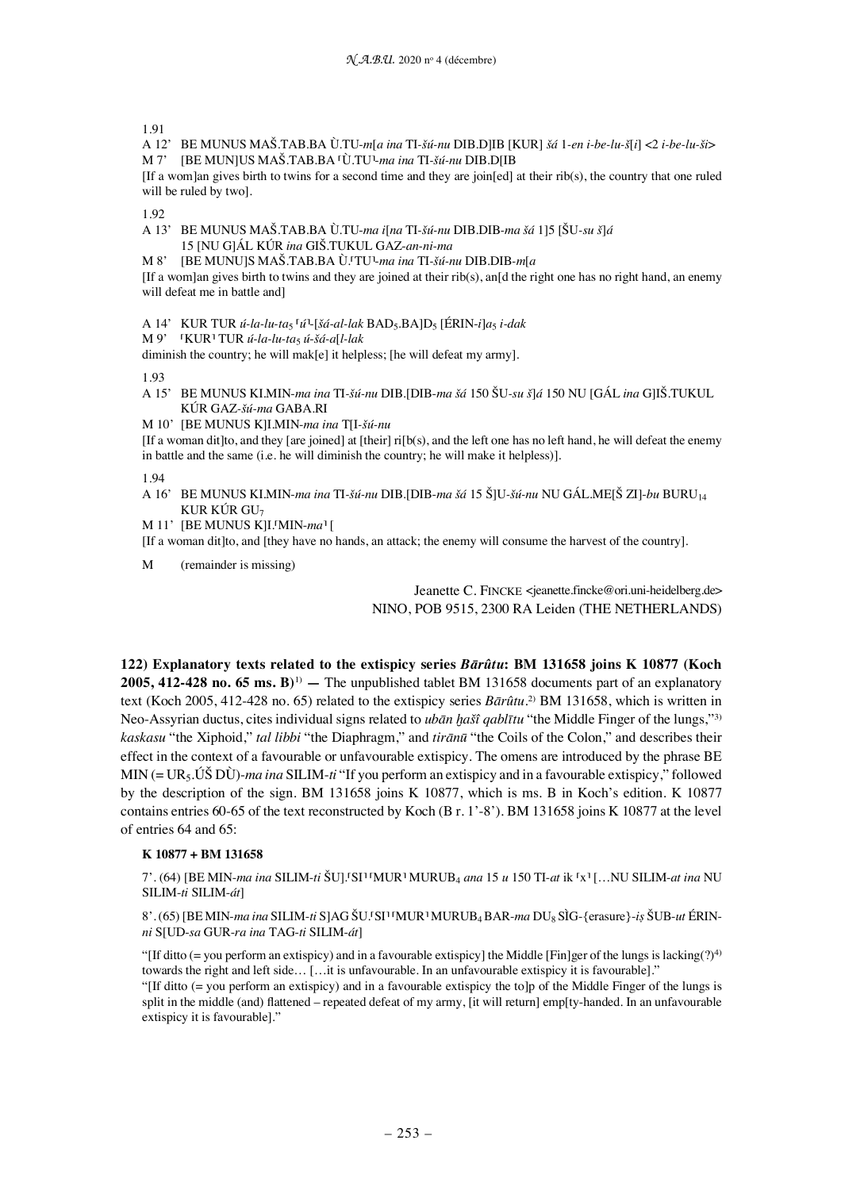1.91

A 12' BE MUNUS MAŠ.TAB.BA Ù.TU-*m*[*a ina* TI-*šú-nu* DIB.D]IB [KUR] *šá* 1-*en i-be-lu-š*[*i*] <2 *i-be-lu-ši*>

M 7' [BE MUN]US MAŠ.TAB.BA ⸢Ù.TU⸣-*ma ina* TI-*šú-nu* DIB.D[IB

[If a wom]an gives birth to twins for a second time and they are join[ed] at their rib(s), the country that one ruled will be ruled by two].

1.92

A 13' BE MUNUS MAŠ.TAB.BA Ù.TU-*ma i*[*na* TI-*šú-nu* DIB.DIB-*ma šá* 1]5 [ŠU-*su š*]*á* 15 [NU G]ÁL KÚR *ina* GIŠ.TUKUL GAZ-*an-ni-ma*

M 8' [BE MUNU]S MAŠ.TAB.BA Ù.⸢TU⸣-*ma ina* TI-*šú-nu* DIB.DIB-*m*[*a*

[If a wom]an gives birth to twins and they are joined at their rib(s), an[d the right one has no right hand, an enemy will defeat me in battle and]

A 14' KUR TUR *ú-la-lu-ta*$_5$ ⸢*ú*⸣-[*šá-al-lak* BAD$_5$.BA]D$_5$ [ÉRIN-*i*]*a*$_5$ *i-dak*

M 9' ⸢KUR⸣ TUR *ú-la-lu-ta*$_5$ *ú-šá-a*[*l-lak*

diminish the country; he will mak[e] it helpless; [he will defeat my army].

1.93

A 15' BE MUNUS KI.MIN-*ma ina* TI-*šú-nu* DIB.[DIB-*ma šá* 150 ŠU-*su š*]*á* 150 NU [GÁL *ina* G]IŠ.TUKUL KÚR GAZ-*šú-ma* GABA.RI

M 10' [BE MUNUS K]I.MIN-*ma ina* T[I-*šú-nu*

[If a woman dit]to, and they [are joined] at [their] ri[b(s), and the left one has no left hand, he will defeat the enemy in battle and the same (i.e. he will diminish the country; he will make it helpless)].

1.94

A 16' BE MUNUS KI.MIN-*ma ina* TI-*šú-nu* DIB.[DIB-*ma šá* 15 Š]U-*šú-nu* NU GÁL.ME[Š ZI]-*bu* BURU$_{14}$ KUR KÚR GU$_7$

M 11' [BE MUNUS K]I.⸢MIN-*ma*⸣ [

[If a woman dit]to, and [they have no hands, an attack; the enemy will consume the harvest of the country].

M (remainder is missing)

Jeanette C. FINCKE <jeanette.fincke@ori.uni-heidelberg.de>
NINO, POB 9515, 2300 RA Leiden (THE NETHERLANDS)

**122) Explanatory texts related to the extispicy series *Bārûtu*: BM 131658 joins K 10877 (Koch 2005, 412-428 no. 65 ms. B)**[1] **—** The unpublished tablet BM 131658 documents part of an explanatory text (Koch 2005, 412-428 no. 65) related to the extispicy series *Bārûtu*.[2] BM 131658, which is written in Neo-Assyrian ductus, cites individual signs related to *ubān ḫašî qablītu* "the Middle Finger of the lungs,"[3] *kaskasu* "the Xiphoid," *tal libbi* "the Diaphragm," and *tirānū* "the Coils of the Colon," and describes their effect in the context of a favourable or unfavourable extispicy. The omens are introduced by the phrase BE MIN (= UR$_5$.ÚŠ DÙ)-*ma ina* SILIM-*ti* "If you perform an extispicy and in a favourable extispicy," followed by the description of the sign. BM 131658 joins K 10877, which is ms. B in Koch's edition. K 10877 contains entries 60-65 of the text reconstructed by Koch (B r. 1'-8'). BM 131658 joins K 10877 at the level of entries 64 and 65:

**K 10877 + BM 131658**

7'. (64) [BE MIN-*ma ina* SILIM-*ti* ŠU].⸢SI⸣⸢MUR⸣ MURUB$_4$ *ana* 15 *u* 150 TI-*at* ik ⸢x⸣ […NU SILIM-*at ina* NU SILIM-*ti* SILIM-*át*]

8'. (65) [BE MIN-*ma ina* SILIM-*ti* S]AG ŠU.⸢SI⸣⸢MUR⸣ MURUB$_4$ BAR-*ma* DU$_8$ SÌG-{erasure}-*iṣ* ŠUB-*ut* ÉRIN-*ni* S[UD-*sa* GUR-*ra ina* TAG-*ti* SILIM-*át*]

"[If ditto (= you perform an extispicy) and in a favourable extispicy] the Middle [Fin]ger of the lungs is lacking(?)[4] towards the right and left side… […it is unfavourable. In an unfavourable extispicy it is favourable]."

"[If ditto (= you perform an extispicy) and in a favourable extispicy the to]p of the Middle Finger of the lungs is split in the middle (and) flattened – repeated defeat of my army, [it will return] emp[ty-handed. In an unfavourable extispicy it is favourable]."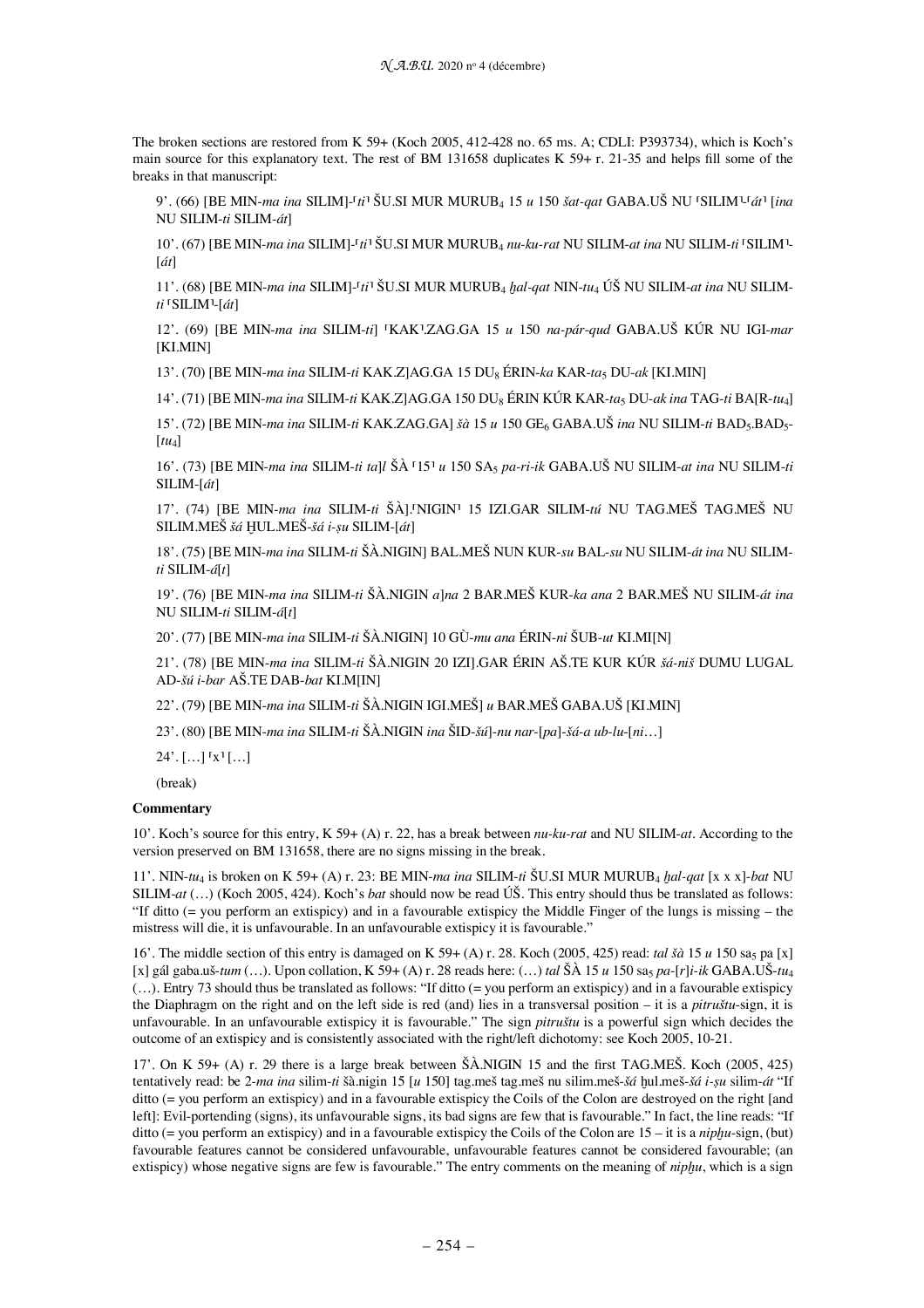The broken sections are restored from K 59+ (Koch 2005, 412-428 no. 65 ms. A; CDLI: P393734), which is Koch's main source for this explanatory text. The rest of BM 131658 duplicates K 59+ r. 21-35 and helps fill some of the breaks in that manuscript:

9'. (66) [BE MIN-*ma ina* SILIM]-⌈*ti*⌉ ŠU.SI MUR MURUB$_4$ 15 *u* 150 *šat-qat* GABA.UŠ NU ⌈SILIM⌉-⌈*át*⌉ [*ina* NU SILIM-*ti* SILIM-*át*]

10'. (67) [BE MIN-*ma ina* SILIM]-⌈*ti*⌉ ŠU.SI MUR MURUB$_4$ *nu-ku-rat* NU SILIM-*at ina* NU SILIM-*ti* ⌈SILIM⌉-[*át*]

11'. (68) [BE MIN-*ma ina* SILIM]-⌈*ti*⌉ ŠU.SI MUR MURUB$_4$ *ḫal-qat* NIN-*tu*$_4$ ÚŠ NU SILIM-*at ina* NU SILIM-*ti* ⌈SILIM⌉-[*át*]

12'. (69) [BE MIN-*ma ina* SILIM-*ti*] ⌈KAK⌉.ZAG.GA 15 *u* 150 *na-pár-qud* GABA.UŠ KÚR NU IGI-*mar* [KI.MIN]

13'. (70) [BE MIN-*ma ina* SILIM-*ti* KAK.Z]AG.GA 15 DU$_8$ ÉRIN-*ka* KAR-*ta*$_5$ DU-*ak* [KI.MIN]

14'. (71) [BE MIN-*ma ina* SILIM-*ti* KAK.Z]AG.GA 150 DU$_8$ ÉRIN KÚR KAR-*ta*$_5$ DU-*ak ina* TAG-*ti* BA[R-*tu*$_4$]

15'. (72) [BE MIN-*ma ina* SILIM-*ti* KAK.ZAG.GA] *šà* 15 *u* 150 GE$_6$ GABA.UŠ *ina* NU SILIM-*ti* BAD$_5$.BAD$_5$-[*tu*$_4$]

16'. (73) [BE MIN-*ma ina* SILIM-*ti ta*]*l* ŠÀ ⌈15⌉ *u* 150 SA$_5$ *pa-ri-ik* GABA.UŠ NU SILIM-*at ina* NU SILIM-*ti* SILIM-[*át*]

17'. (74) [BE MIN-*ma ina* SILIM-*ti* ŠÀ].⌈NIGIN⌉ 15 IZI.GAR SILIM-*tú* NU TAG.MEŠ TAG.MEŠ NU SILIM.MEŠ *šá* ḪUL.MEŠ-*šá i-ṣu* SILIM-[*át*]

18'. (75) [BE MIN-*ma ina* SILIM-*ti* ŠÀ.NIGIN] BAL.MEŠ NUN KUR-*su* BAL-*su* NU SILIM-*át ina* NU SILIM-*ti* SILIM-*á*[*t*]

19'. (76) [BE MIN-*ma ina* SILIM-*ti* ŠÀ.NIGIN *a*]*na* 2 BAR.MEŠ KUR-*ka ana* 2 BAR.MEŠ NU SILIM-*át ina* NU SILIM-*ti* SILIM-*á*[*t*]

20'. (77) [BE MIN-*ma ina* SILIM-*ti* ŠÀ.NIGIN] 10 GÙ-*mu ana* ÉRIN-*ni* ŠUB-*ut* KI.MI[N]

21'. (78) [BE MIN-*ma ina* SILIM-*ti* ŠÀ.NIGIN 20 IZI].GAR ÉRIN AŠ.TE KUR KÚR *šá-niš* DUMU LUGAL AD-*šú i-bar* AŠ.TE DAB-*bat* KI.M[IN]

22'. (79) [BE MIN-*ma ina* SILIM-*ti* ŠÀ.NIGIN IGI.MEŠ] *u* BAR.MEŠ GABA.UŠ [KI.MIN]

23'. (80) [BE MIN-*ma ina* SILIM-*ti* ŠÀ.NIGIN *ina* ŠID-*šú*]-*nu nar*-[*pa*]-*šá-a ub-lu*-[*ni*…]

24'. […] ⌈x⌉ […]

(break)

**Commentary**

10'. Koch's source for this entry, K 59+ (A) r. 22, has a break between *nu-ku-rat* and NU SILIM-*at*. According to the version preserved on BM 131658, there are no signs missing in the break.

11'. NIN-*tu*$_4$ is broken on K 59+ (A) r. 23: BE MIN-*ma ina* SILIM-*ti* ŠU.SI MUR MURUB$_4$ *ḫal-qat* [x x x]-*bat* NU SILIM-*at* (…) (Koch 2005, 424). Koch's *bat* should now be read ÚŠ. This entry should thus be translated as follows: "If ditto (= you perform an extispicy) and in a favourable extispicy the Middle Finger of the lungs is missing – the mistress will die, it is unfavourable. In an unfavourable extispicy it is favourable."

16'. The middle section of this entry is damaged on K 59+ (A) r. 28. Koch (2005, 425) read: *tal šà* 15 *u* 150 sa$_5$ pa [x] [x] gál gaba.uš-*tum* (…). Upon collation, K 59+ (A) r. 28 reads here: (…) *tal* ŠÀ 15 *u* 150 sa$_5$ *pa*-[*r*]*i-ik* GABA.UŠ-*tu*$_4$ (…). Entry 73 should thus be translated as follows: "If ditto (= you perform an extispicy) and in a favourable extispicy the Diaphragm on the right and on the left side is red (and) lies in a transversal position – it is a *pitruštu*-sign, it is unfavourable. In an unfavourable extispicy it is favourable." The sign *pitruštu* is a powerful sign which decides the outcome of an extispicy and is consistently associated with the right/left dichotomy: see Koch 2005, 10-21.

17'. On K 59+ (A) r. 29 there is a large break between ŠÀ.NIGIN 15 and the first TAG.MEŠ. Koch (2005, 425) tentatively read: be 2-*ma ina* silim-*ti* šà.nigin 15 [*u* 150] tag.meš tag.meš nu silim.meš-*šá* ḫul.meš-*šá i-ṣu* silim-*át* "If ditto (= you perform an extispicy) and in a favourable extispicy the Coils of the Colon are destroyed on the right [and left]: Evil-portending (signs), its unfavourable signs, its bad signs are few that is favourable." In fact, the line reads: "If ditto (= you perform an extispicy) and in a favourable extispicy the Coils of the Colon are 15 – it is a *nipḫu*-sign, (but) favourable features cannot be considered unfavourable, unfavourable features cannot be considered favourable; (an extispicy) whose negative signs are few is favourable." The entry comments on the meaning of *nipḫu*, which is a sign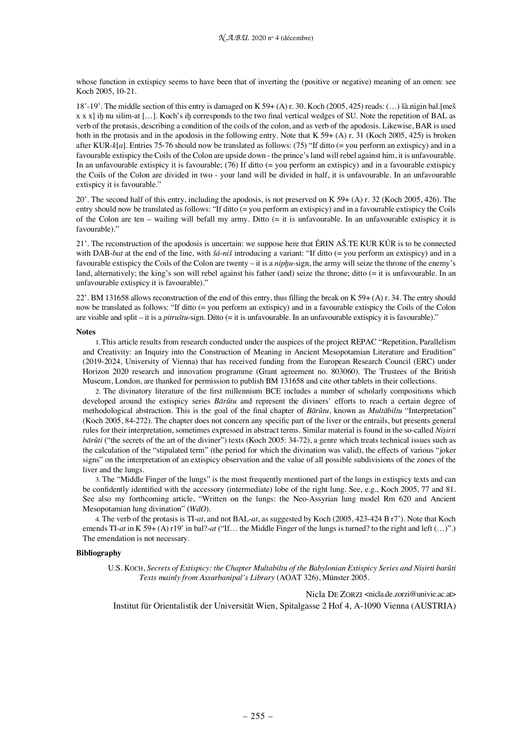whose function in extispicy seems to have been that of inverting the (positive or negative) meaning of an omen: see Koch 2005, 10-21.

18'-19'. The middle section of this entry is damaged on K 59+ (A) r. 30. Koch (2005, 425) reads: (…) šà.nigin bal.[meš x x x] iḫ nu silim-at […]. Koch's iḫ corresponds to the two final vertical wedges of SU. Note the repetition of BAL as verb of the protasis, describing a condition of the coils of the colon, and as verb of the apodosis. Likewise, BAR is used both in the protasis and in the apodosis in the following entry. Note that K 59+ (A) r. 31 (Koch 2005, 425) is broken after KUR-*k*[*a*]. Entries 75-76 should now be translated as follows: (75) "If ditto (= you perform an extispicy) and in a favourable extispicy the Coils of the Colon are upside down - the prince's land will rebel against him, it is unfavourable. In an unfavourable extispicy it is favourable; (76) If ditto (= you perform an extispicy) and in a favourable extispicy the Coils of the Colon are divided in two - your land will be divided in half, it is unfavourable. In an unfavourable extispicy it is favourable."

20'. The second half of this entry, including the apodosis, is not preserved on K 59+ (A) r. 32 (Koch 2005, 426). The entry should now be translated as follows: "If ditto (= you perform an extispicy) and in a favourable extispicy the Coils of the Colon are ten – wailing will befall my army. Ditto (= it is unfavourable. In an unfavourable extispicy it is favourable)."

21'. The reconstruction of the apodosis is uncertain: we suppose here that ÉRIN AŠ.TE KUR KÚR is to be connected with DAB-*bat* at the end of the line, with *šá-niš* introducing a variant: "If ditto (= you perform an extispicy) and in a favourable extispicy the Coils of the Colon are twenty – it is a *nipḫu*-sign, the army will seize the throne of the enemy's land, alternatively; the king's son will rebel against his father (and) seize the throne; ditto (= it is unfavourable. In an unfavourable extispicy it is favourable)."

22'. BM 131658 allows reconstruction of the end of this entry, thus filling the break on K 59+ (A) r. 34. The entry should now be translated as follows: "If ditto (= you perform an extispicy) and in a favourable extispicy the Coils of the Colon are visible and split – it is a *pitruštu*-sign. Ditto (= it is unfavourable. In an unfavourable extispicy it is favourable)."

**Notes**

1. This article results from research conducted under the auspices of the project REPAC "Repetition, Parallelism and Creativity: an Inquiry into the Construction of Meaning in Ancient Mesopotamian Literature and Erudition" (2019-2024, University of Vienna) that has received funding from the European Research Council (ERC) under Horizon 2020 research and innovation programme (Grant agreement no. 803060). The Trustees of the British Museum, London, are thanked for permission to publish BM 131658 and cite other tablets in their collections.

2. The divinatory literature of the first millennium BCE includes a number of scholarly compositions which developed around the extispicy series *Bārûtu* and represent the diviners' efforts to reach a certain degree of methodological abstraction. This is the goal of the final chapter of *Bārûtu*, known as *Multābiltu* "Interpretation" (Koch 2005, 84-272). The chapter does not concern any specific part of the liver or the entrails, but presents general rules for their interpretation, sometimes expressed in abstract terms. Similar material is found in the so-called *Niṣirti bārûti* ("the secrets of the art of the diviner") texts (Koch 2005: 34-72), a genre which treats technical issues such as the calculation of the "stipulated term" (the period for which the divination was valid), the effects of various "joker signs" on the interpretation of an extispicy observation and the value of all possible subdivisions of the zones of the liver and the lungs.

3. The "Middle Finger of the lungs" is the most frequently mentioned part of the lungs in extispicy texts and can be confidently identified with the accessory (intermediate) lobe of the right lung. See, e.g., Koch 2005, 77 and 81. See also my forthcoming article, "Written on the lungs: the Neo-Assyrian lung model Rm 620 and Ancient Mesopotamian lung divination" (*WdO*).

4. The verb of the protasis is TI-*at*, and not BAL-*at*, as suggested by Koch (2005, 423-424 B r7'). Note that Koch emends TI-*at* in K 59+ (A) r19' in bal?-*at* ("If… the Middle Finger of the lungs is turned? to the right and left (…)".) The emendation is not necessary.

**Bibliography**

U.S. Koch, *Secrets of Extispicy: the Chapter Multabiltu of the Babylonian Extispicy Series and Niṣirti barûti Texts mainly from Assurbanipal's Library* (AOAT 326), Münster 2005.

Nicla De Zorzi <nicla.de.zorzi@univie.ac.at>
Institut für Orientalistik der Universität Wien, Spitalgasse 2 Hof 4, A-1090 Vienna (AUSTRIA)